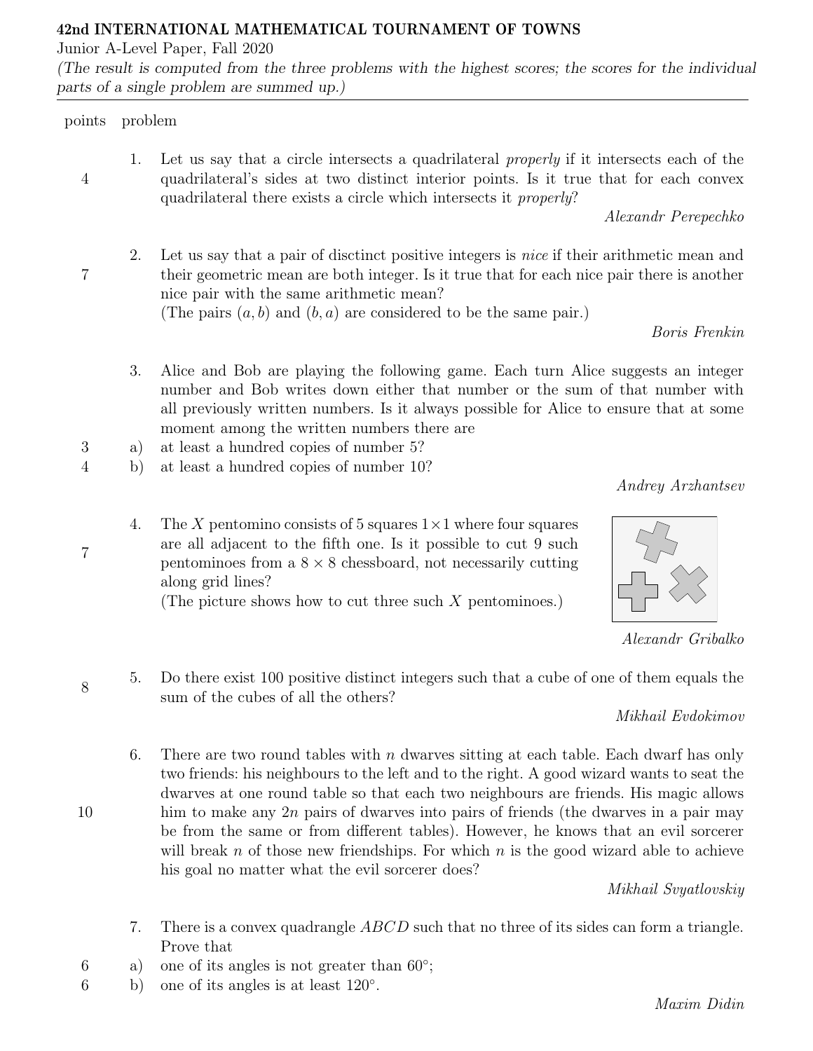**42nd INTERNATIONAL MATHEMATICAL TOURNAMENT OF TOWNS**

Junior A-Level Paper, Fall 2020

*(The result is computed from the three problems with the highest scores; the scores for the individual parts of a single problem are summed up.)*

---

| points | problem |
|---|---|

**4** — 1. Let us say that a circle intersects a quadrilateral *properly* if it intersects each of the quadrilateral's sides at two distinct interior points. Is it true that for each convex quadrilateral there exists a circle which intersects it *properly*?

*Alexandr Perepechko*

**7** — 2. Let us say that a pair of disctinct positive integers is *nice* if their arithmetic mean and their geometric mean are both integer. Is it true that for each nice pair there is another nice pair with the same arithmetic mean?
(The pairs $(a, b)$ and $(b, a)$ are considered to be the same pair.)

*Boris Frenkin*

3. Alice and Bob are playing the following game. Each turn Alice suggests an integer number and Bob writes down either that number or the sum of that number with all previously written numbers. Is it always possible for Alice to ensure that at some moment among the written numbers there are

**3** — a) at least a hundred copies of number 5?

**4** — b) at least a hundred copies of number 10?

*Andrey Arzhantsev*

**7** — 4. The $X$ pentomino consists of 5 squares $1 \times 1$ where four squares are all adjacent to the fifth one. Is it possible to cut 9 such pentominoes from a $8 \times 8$ chessboard, not necessarily cutting along grid lines?
(The picture shows how to cut three such $X$ pentominoes.)

*Alexandr Gribalko*

**8** — 5. Do there exist 100 positive distinct integers such that a cube of one of them equals the sum of the cubes of all the others?

*Mikhail Evdokimov*

**10** — 6. There are two round tables with $n$ dwarves sitting at each table. Each dwarf has only two friends: his neighbours to the left and to the right. A good wizard wants to seat the dwarves at one round table so that each two neighbours are friends. His magic allows him to make any $2n$ pairs of dwarves into pairs of friends (the dwarves in a pair may be from the same or from different tables). However, he knows that an evil sorcerer will break $n$ of those new friendships. For which $n$ is the good wizard able to achieve his goal no matter what the evil sorcerer does?

*Mikhail Svyatlovskiy*

7. There is a convex quadrangle $ABCD$ such that no three of its sides can form a triangle. Prove that

**6** — a) one of its angles is not greater than $60°$;

**6** — b) one of its angles is at least $120°$.

*Maxim Didin*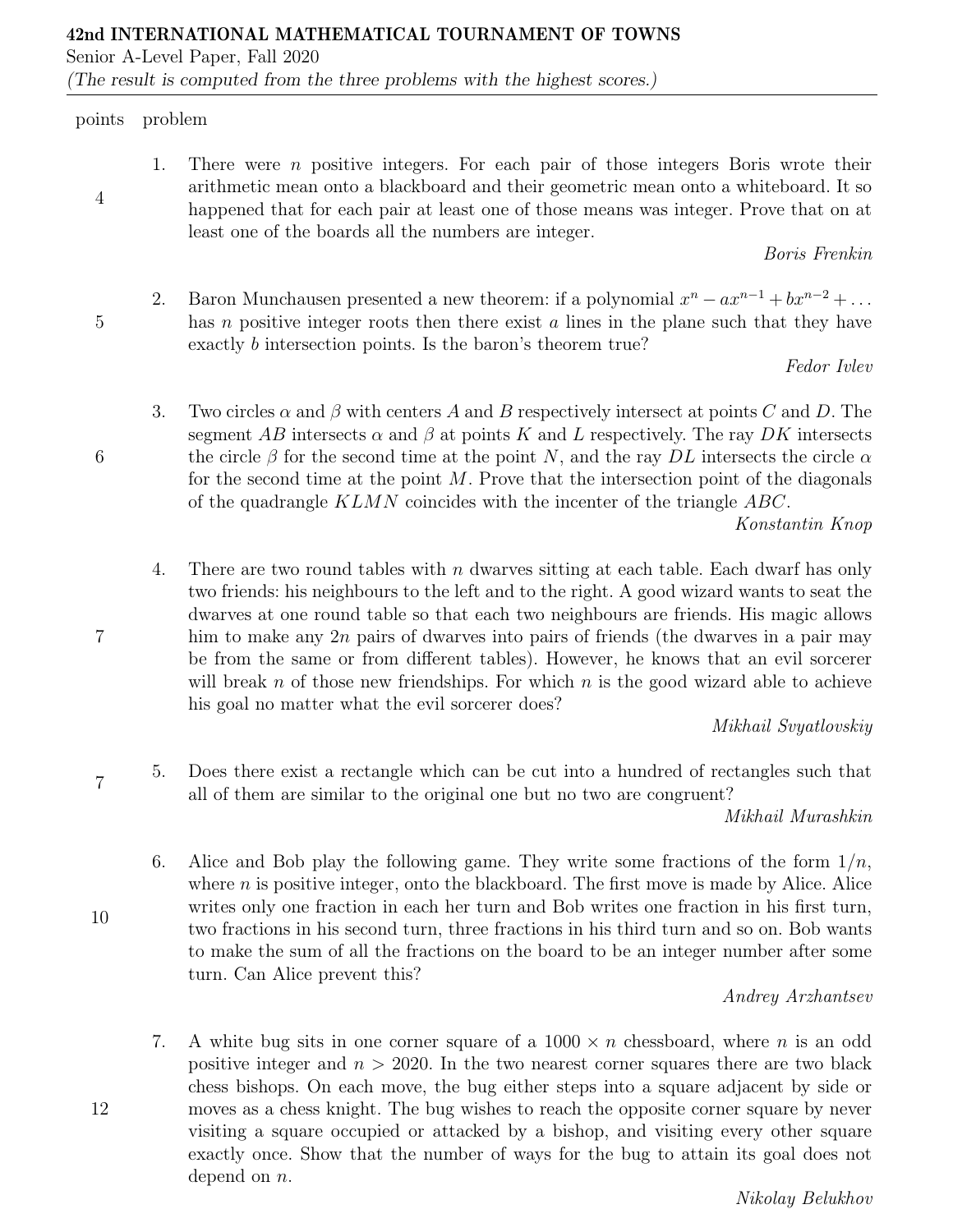**42nd INTERNATIONAL MATHEMATICAL TOURNAMENT OF TOWNS**

Senior A-Level Paper, Fall 2020

*(The result is computed from the three problems with the highest scores.)*

| points | problem |
| --- | --- |

**4** 1. There were $n$ positive integers. For each pair of those integers Boris wrote their arithmetic mean onto a blackboard and their geometric mean onto a whiteboard. It so happened that for each pair at least one of those means was integer. Prove that on at least one of the boards all the numbers are integer.

*Boris Frenkin*

**5** 2. Baron Munchausen presented a new theorem: if a polynomial $x^n - ax^{n-1} + bx^{n-2} + \dots$ has $n$ positive integer roots then there exist $a$ lines in the plane such that they have exactly $b$ intersection points. Is the baron's theorem true?

*Fedor Ivlev*

**6** 3. Two circles $\alpha$ and $\beta$ with centers $A$ and $B$ respectively intersect at points $C$ and $D$. The segment $AB$ intersects $\alpha$ and $\beta$ at points $K$ and $L$ respectively. The ray $DK$ intersects the circle $\beta$ for the second time at the point $N$, and the ray $DL$ intersects the circle $\alpha$ for the second time at the point $M$. Prove that the intersection point of the diagonals of the quadrangle $KLMN$ coincides with the incenter of the triangle $ABC$.

*Konstantin Knop*

**7** 4. There are two round tables with $n$ dwarves sitting at each table. Each dwarf has only two friends: his neighbours to the left and to the right. A good wizard wants to seat the dwarves at one round table so that each two neighbours are friends. His magic allows him to make any $2n$ pairs of dwarves into pairs of friends (the dwarves in a pair may be from the same or from different tables). However, he knows that an evil sorcerer will break $n$ of those new friendships. For which $n$ is the good wizard able to achieve his goal no matter what the evil sorcerer does?

*Mikhail Svyatlovskiy*

**7** 5. Does there exist a rectangle which can be cut into a hundred of rectangles such that all of them are similar to the original one but no two are congruent?

*Mikhail Murashkin*

**10** 6. Alice and Bob play the following game. They write some fractions of the form $1/n$, where $n$ is positive integer, onto the blackboard. The first move is made by Alice. Alice writes only one fraction in each her turn and Bob writes one fraction in his first turn, two fractions in his second turn, three fractions in his third turn and so on. Bob wants to make the sum of all the fractions on the board to be an integer number after some turn. Can Alice prevent this?

*Andrey Arzhantsev*

**12** 7. A white bug sits in one corner square of a $1000 \times n$ chessboard, where $n$ is an odd positive integer and $n > 2020$. In the two nearest corner squares there are two black chess bishops. On each move, the bug either steps into a square adjacent by side or moves as a chess knight. The bug wishes to reach the opposite corner square by never visiting a square occupied or attacked by a bishop, and visiting every other square exactly once. Show that the number of ways for the bug to attain its goal does not depend on $n$.

*Nikolay Belukhov*